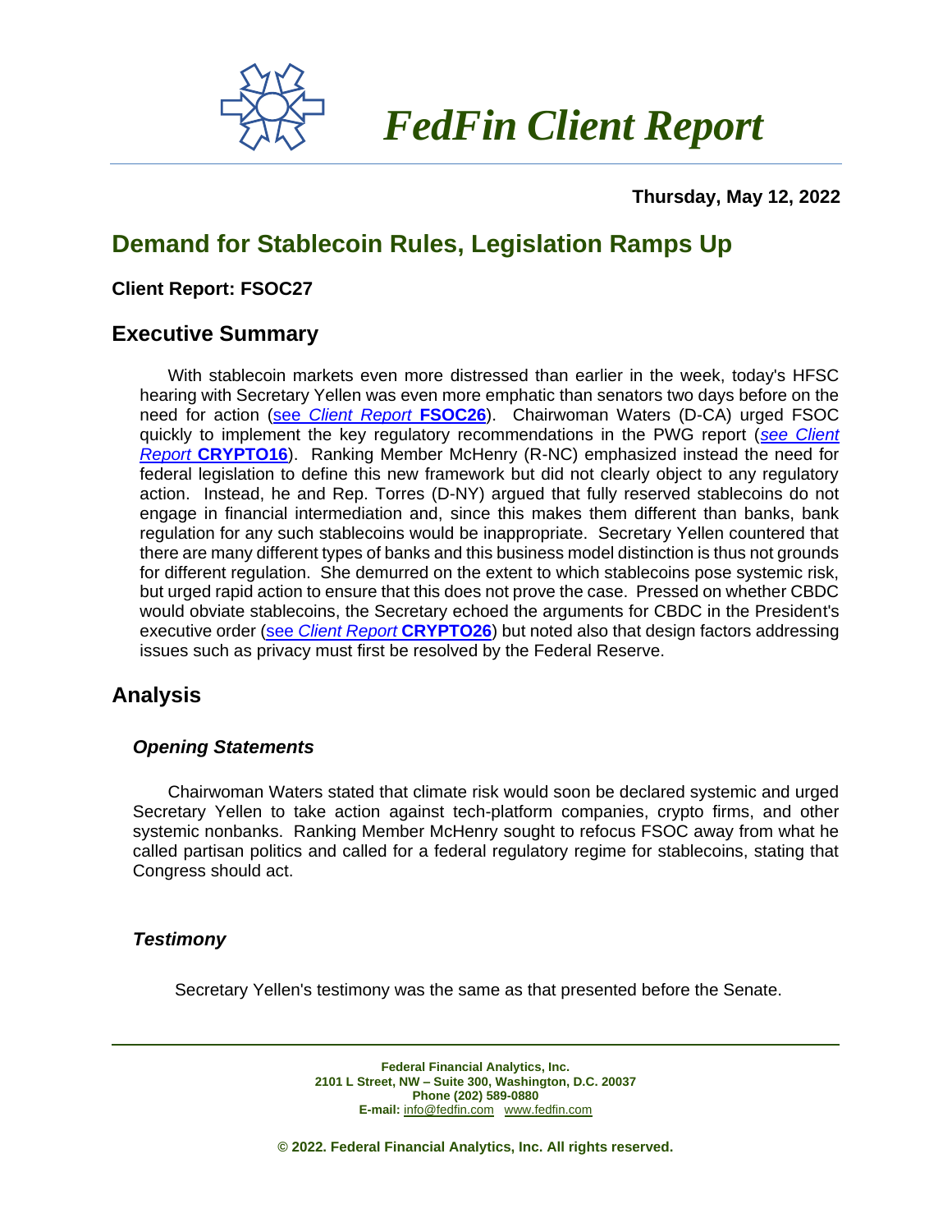# *FedFin Client Report*

**Thursday, May 12, 2022**

## Demand for Stablecoin Rules, Legislation Ramps Up

**Client Report: FSOC27**

### Executive Summary

With stablecoin markets even more distressed than earlier in the week, today's HFSC hearing with Secretary Yellen was even more emphatic than senators two days before on the need for action (see *Client Report* **FSOC26**). Chairwoman Waters (D-CA) urged FSOC quickly to implement the key regulatory recommendations in the PWG report (*see Client Report* **CRYPTO16**). Ranking Member McHenry (R-NC) emphasized instead the need for federal legislation to define this new framework but did not clearly object to any regulatory action. Instead, he and Rep. Torres (D-NY) argued that fully reserved stablecoins do not engage in financial intermediation and, since this makes them different than banks, bank regulation for any such stablecoins would be inappropriate. Secretary Yellen countered that there are many different types of banks and this business model distinction is thus not grounds for different regulation. She demurred on the extent to which stablecoins pose systemic risk, but urged rapid action to ensure that this does not prove the case. Pressed on whether CBDC would obviate stablecoins, the Secretary echoed the arguments for CBDC in the President's executive order (see *Client Report* **CRYPTO26**) but noted also that design factors addressing issues such as privacy must first be resolved by the Federal Reserve.

### Analysis

#### *Opening Statements*

Chairwoman Waters stated that climate risk would soon be declared systemic and urged Secretary Yellen to take action against tech-platform companies, crypto firms, and other systemic nonbanks. Ranking Member McHenry sought to refocus FSOC away from what he called partisan politics and called for a federal regulatory regime for stablecoins, stating that Congress should act.

#### *Testimony*

Secretary Yellen's testimony was the same as that presented before the Senate.

**Federal Financial Analytics, Inc.**
**2101 L Street, NW – Suite 300, Washington, D.C. 20037**
**Phone (202) 589-0880**
**E-mail:** info@fedfin.com www.fedfin.com

**© 2022. Federal Financial Analytics, Inc. All rights reserved.**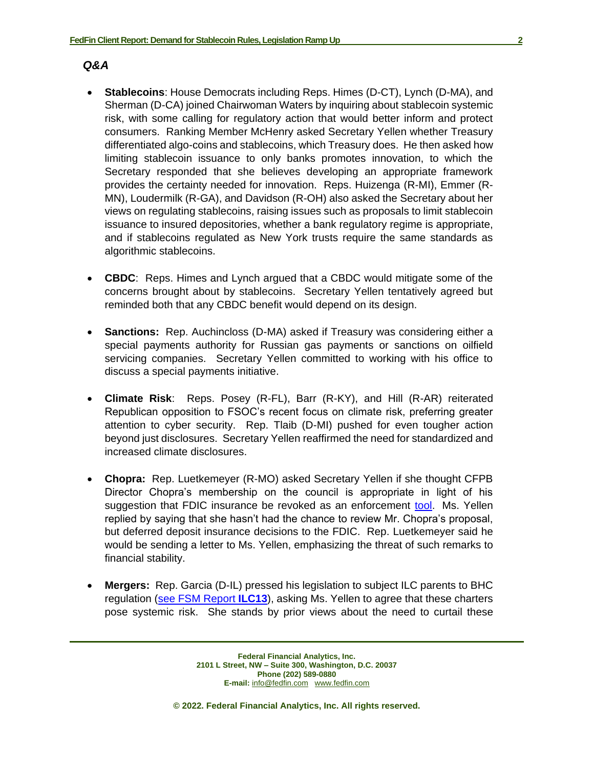***Q&A***

- **Stablecoins**: House Democrats including Reps. Himes (D-CT), Lynch (D-MA), and Sherman (D-CA) joined Chairwoman Waters by inquiring about stablecoin systemic risk, with some calling for regulatory action that would better inform and protect consumers. Ranking Member McHenry asked Secretary Yellen whether Treasury differentiated algo-coins and stablecoins, which Treasury does. He then asked how limiting stablecoin issuance to only banks promotes innovation, to which the Secretary responded that she believes developing an appropriate framework provides the certainty needed for innovation. Reps. Huizenga (R-MI), Emmer (R-MN), Loudermilk (R-GA), and Davidson (R-OH) also asked the Secretary about her views on regulating stablecoins, raising issues such as proposals to limit stablecoin issuance to insured depositories, whether a bank regulatory regime is appropriate, and if stablecoins regulated as New York trusts require the same standards as algorithmic stablecoins.

- **CBDC**: Reps. Himes and Lynch argued that a CBDC would mitigate some of the concerns brought about by stablecoins. Secretary Yellen tentatively agreed but reminded both that any CBDC benefit would depend on its design.

- **Sanctions:** Rep. Auchincloss (D-MA) asked if Treasury was considering either a special payments authority for Russian gas payments or sanctions on oilfield servicing companies. Secretary Yellen committed to working with his office to discuss a special payments initiative.

- **Climate Risk**: Reps. Posey (R-FL), Barr (R-KY), and Hill (R-AR) reiterated Republican opposition to FSOC's recent focus on climate risk, preferring greater attention to cyber security. Rep. Tlaib (D-MI) pushed for even tougher action beyond just disclosures. Secretary Yellen reaffirmed the need for standardized and increased climate disclosures.

- **Chopra:** Rep. Luetkemeyer (R-MO) asked Secretary Yellen if she thought CFPB Director Chopra's membership on the council is appropriate in light of his suggestion that FDIC insurance be revoked as an enforcement tool. Ms. Yellen replied by saying that she hasn't had the chance to review Mr. Chopra's proposal, but deferred deposit insurance decisions to the FDIC. Rep. Luetkemeyer said he would be sending a letter to Ms. Yellen, emphasizing the threat of such remarks to financial stability.

- **Mergers:** Rep. Garcia (D-IL) pressed his legislation to subject ILC parents to BHC regulation (see FSM Report **ILC13**), asking Ms. Yellen to agree that these charters pose systemic risk. She stands by prior views about the need to curtail these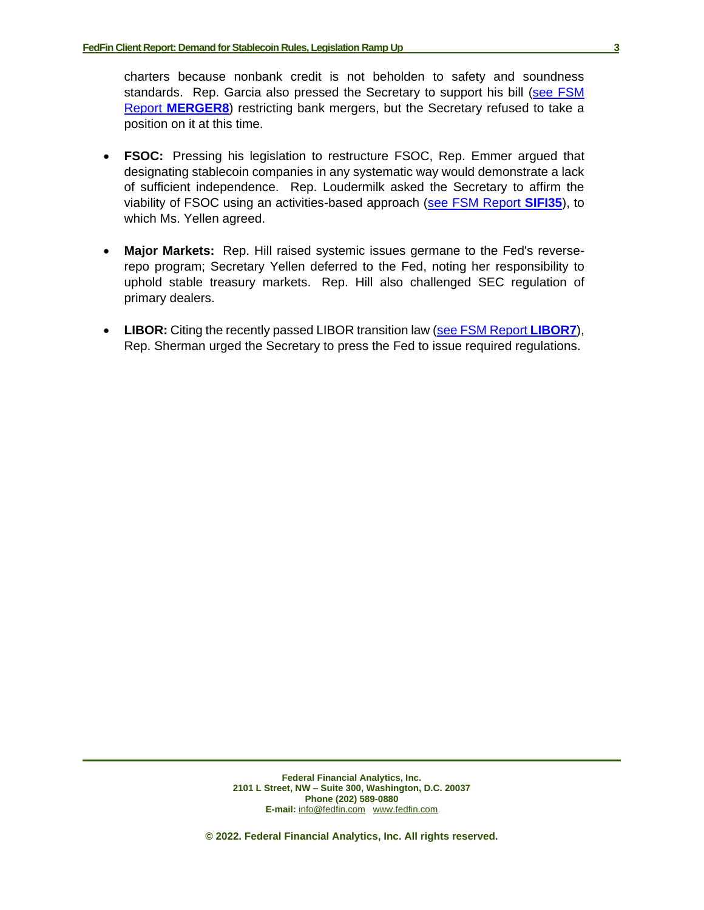charters because nonbank credit is not beholden to safety and soundness standards. Rep. Garcia also pressed the Secretary to support his bill (see FSM Report **MERGER8**) restricting bank mergers, but the Secretary refused to take a position on it at this time.

- **FSOC:** Pressing his legislation to restructure FSOC, Rep. Emmer argued that designating stablecoin companies in any systematic way would demonstrate a lack of sufficient independence. Rep. Loudermilk asked the Secretary to affirm the viability of FSOC using an activities-based approach (see FSM Report **SIFI35**), to which Ms. Yellen agreed.

- **Major Markets:** Rep. Hill raised systemic issues germane to the Fed's reverse-repo program; Secretary Yellen deferred to the Fed, noting her responsibility to uphold stable treasury markets. Rep. Hill also challenged SEC regulation of primary dealers.

- **LIBOR:** Citing the recently passed LIBOR transition law (see FSM Report **LIBOR7**), Rep. Sherman urged the Secretary to press the Fed to issue required regulations.

Federal Financial Analytics, Inc.
2101 L Street, NW – Suite 300, Washington, D.C. 20037
Phone (202) 589-0880
E-mail: info@fedfin.com www.fedfin.com

© 2022. Federal Financial Analytics, Inc. All rights reserved.